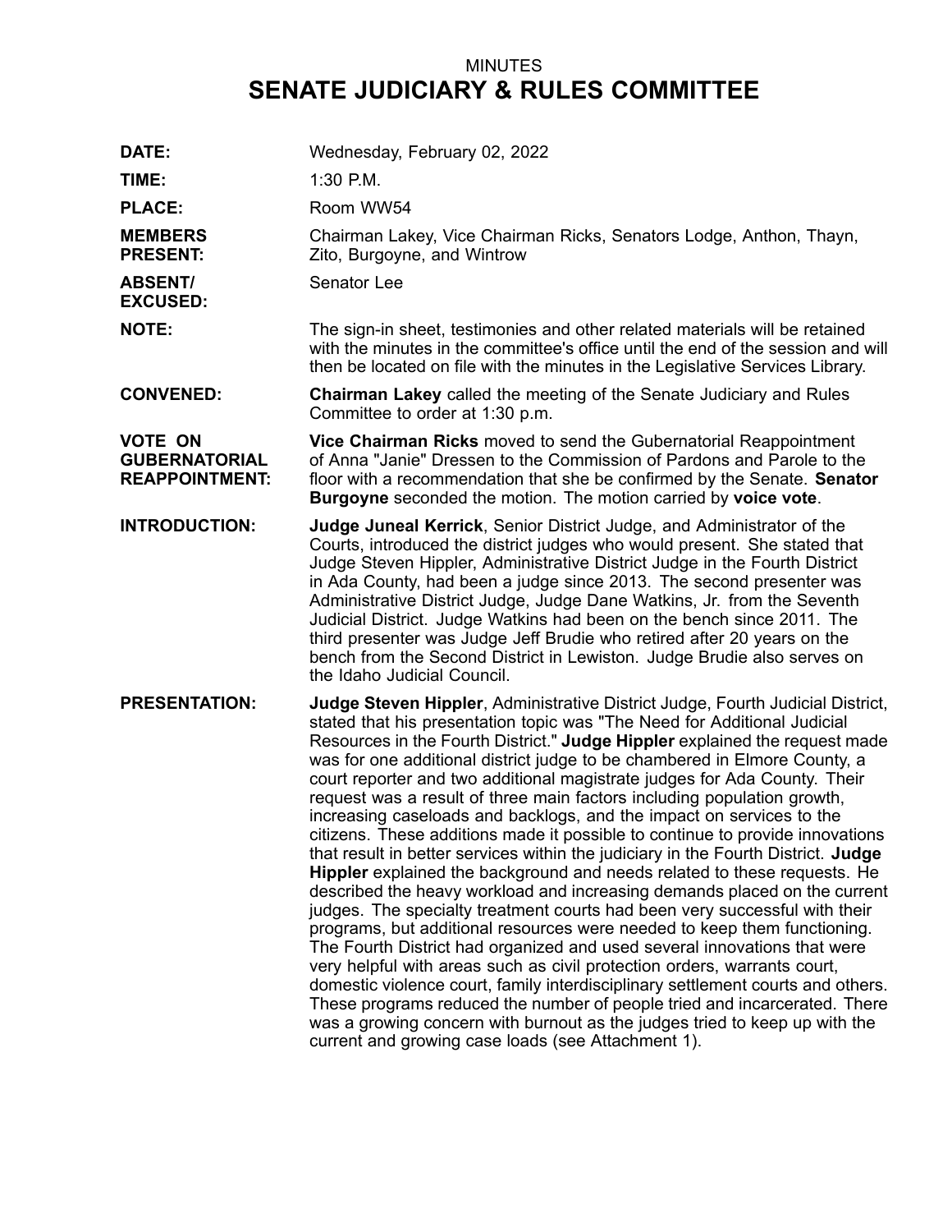MINUTES

# SENATE JUDICIARY & RULES COMMITTEE

**DATE:** Wednesday, February 02, 2022

**TIME:** 1:30 P.M.

**PLACE:** Room WW54

**MEMBERS PRESENT:** Chairman Lakey, Vice Chairman Ricks, Senators Lodge, Anthon, Thayn, Zito, Burgoyne, and Wintrow

**ABSENT/ EXCUSED:** Senator Lee

**NOTE:** The sign-in sheet, testimonies and other related materials will be retained with the minutes in the committee's office until the end of the session and will then be located on file with the minutes in the Legislative Services Library.

**CONVENED:** **Chairman Lakey** called the meeting of the Senate Judiciary and Rules Committee to order at 1:30 p.m.

**VOTE ON GUBERNATORIAL REAPPOINTMENT:** **Vice Chairman Ricks** moved to send the Gubernatorial Reappointment of Anna "Janie" Dressen to the Commission of Pardons and Parole to the floor with a recommendation that she be confirmed by the Senate. **Senator Burgoyne** seconded the motion. The motion carried by **voice vote**.

**INTRODUCTION:** **Judge Juneal Kerrick**, Senior District Judge, and Administrator of the Courts, introduced the district judges who would present. She stated that Judge Steven Hippler, Administrative District Judge in the Fourth District in Ada County, had been a judge since 2013. The second presenter was Administrative District Judge, Judge Dane Watkins, Jr. from the Seventh Judicial District. Judge Watkins had been on the bench since 2011. The third presenter was Judge Jeff Brudie who retired after 20 years on the bench from the Second District in Lewiston. Judge Brudie also serves on the Idaho Judicial Council.

**PRESENTATION:** **Judge Steven Hippler**, Administrative District Judge, Fourth Judicial District, stated that his presentation topic was "The Need for Additional Judicial Resources in the Fourth District." **Judge Hippler** explained the request made was for one additional district judge to be chambered in Elmore County, a court reporter and two additional magistrate judges for Ada County. Their request was a result of three main factors including population growth, increasing caseloads and backlogs, and the impact on services to the citizens. These additions made it possible to continue to provide innovations that result in better services within the judiciary in the Fourth District. **Judge Hippler** explained the background and needs related to these requests. He described the heavy workload and increasing demands placed on the current judges. The specialty treatment courts had been very successful with their programs, but additional resources were needed to keep them functioning. The Fourth District had organized and used several innovations that were very helpful with areas such as civil protection orders, warrants court, domestic violence court, family interdisciplinary settlement courts and others. These programs reduced the number of people tried and incarcerated. There was a growing concern with burnout as the judges tried to keep up with the current and growing case loads (see Attachment 1).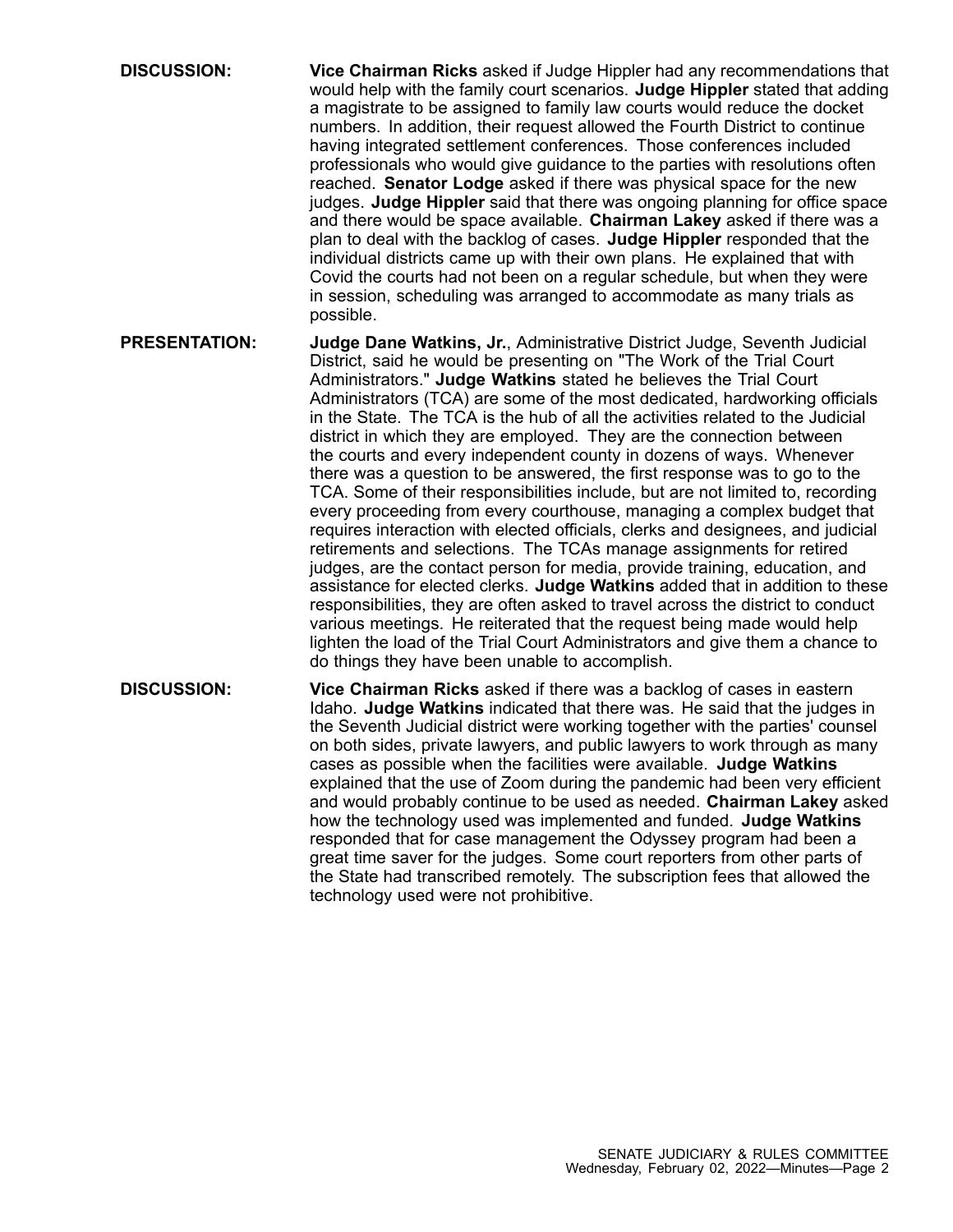**DISCUSSION:** **Vice Chairman Ricks** asked if Judge Hippler had any recommendations that would help with the family court scenarios. **Judge Hippler** stated that adding a magistrate to be assigned to family law courts would reduce the docket numbers. In addition, their request allowed the Fourth District to continue having integrated settlement conferences. Those conferences included professionals who would give guidance to the parties with resolutions often reached. **Senator Lodge** asked if there was physical space for the new judges. **Judge Hippler** said that there was ongoing planning for office space and there would be space available. **Chairman Lakey** asked if there was a plan to deal with the backlog of cases. **Judge Hippler** responded that the individual districts came up with their own plans. He explained that with Covid the courts had not been on a regular schedule, but when they were in session, scheduling was arranged to accommodate as many trials as possible.

**PRESENTATION:** **Judge Dane Watkins, Jr.**, Administrative District Judge, Seventh Judicial District, said he would be presenting on "The Work of the Trial Court Administrators." **Judge Watkins** stated he believes the Trial Court Administrators (TCA) are some of the most dedicated, hardworking officials in the State. The TCA is the hub of all the activities related to the Judicial district in which they are employed. They are the connection between the courts and every independent county in dozens of ways. Whenever there was a question to be answered, the first response was to go to the TCA. Some of their responsibilities include, but are not limited to, recording every proceeding from every courthouse, managing a complex budget that requires interaction with elected officials, clerks and designees, and judicial retirements and selections. The TCAs manage assignments for retired judges, are the contact person for media, provide training, education, and assistance for elected clerks. **Judge Watkins** added that in addition to these responsibilities, they are often asked to travel across the district to conduct various meetings. He reiterated that the request being made would help lighten the load of the Trial Court Administrators and give them a chance to do things they have been unable to accomplish.

**DISCUSSION:** **Vice Chairman Ricks** asked if there was a backlog of cases in eastern Idaho. **Judge Watkins** indicated that there was. He said that the judges in the Seventh Judicial district were working together with the parties' counsel on both sides, private lawyers, and public lawyers to work through as many cases as possible when the facilities were available. **Judge Watkins** explained that the use of Zoom during the pandemic had been very efficient and would probably continue to be used as needed. **Chairman Lakey** asked how the technology used was implemented and funded. **Judge Watkins** responded that for case management the Odyssey program had been a great time saver for the judges. Some court reporters from other parts of the State had transcribed remotely. The subscription fees that allowed the technology used were not prohibitive.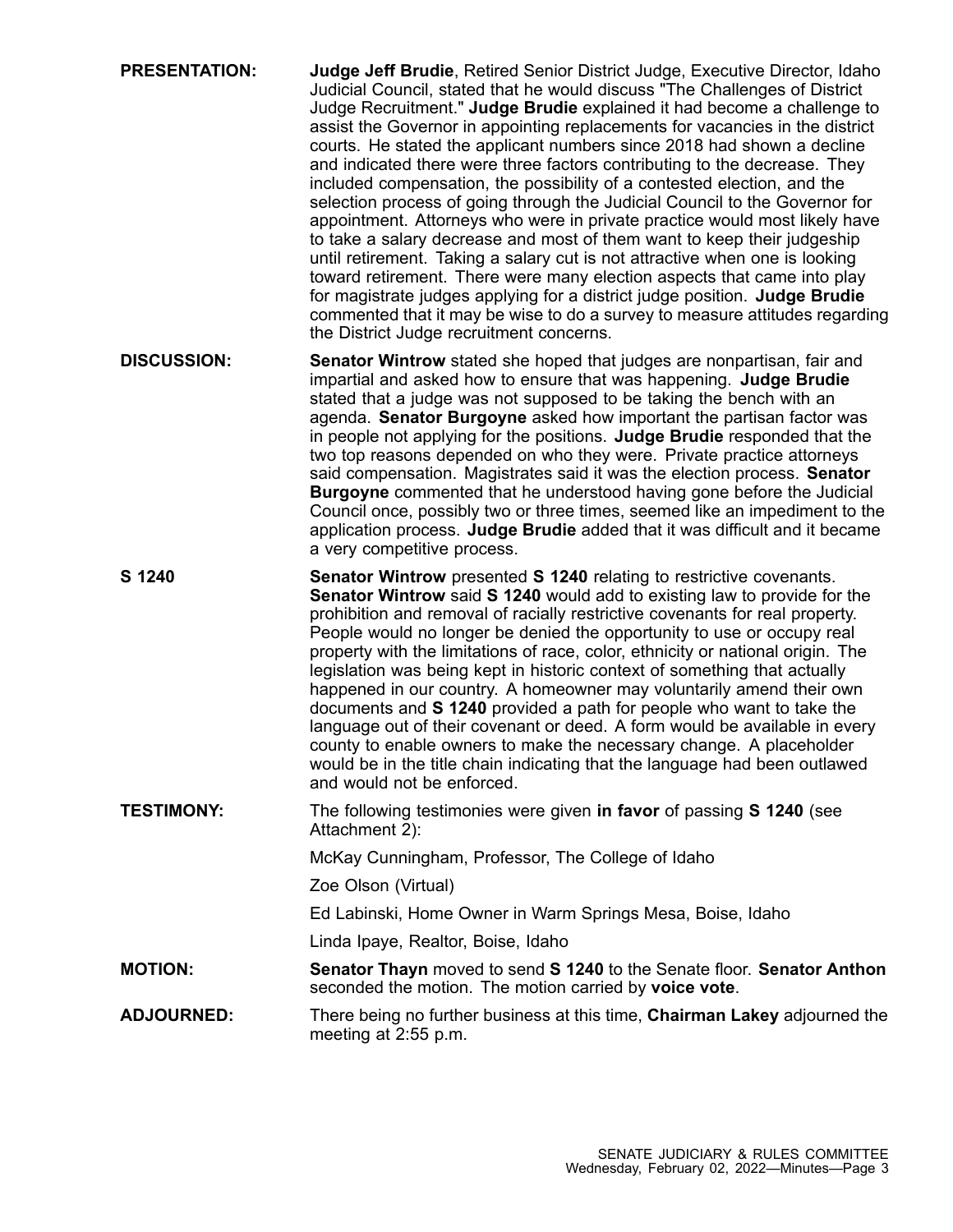**PRESENTATION:** **Judge Jeff Brudie**, Retired Senior District Judge, Executive Director, Idaho Judicial Council, stated that he would discuss "The Challenges of District Judge Recruitment." **Judge Brudie** explained it had become a challenge to assist the Governor in appointing replacements for vacancies in the district courts. He stated the applicant numbers since 2018 had shown a decline and indicated there were three factors contributing to the decrease. They included compensation, the possibility of a contested election, and the selection process of going through the Judicial Council to the Governor for appointment. Attorneys who were in private practice would most likely have to take a salary decrease and most of them want to keep their judgeship until retirement. Taking a salary cut is not attractive when one is looking toward retirement. There were many election aspects that came into play for magistrate judges applying for a district judge position. **Judge Brudie** commented that it may be wise to do a survey to measure attitudes regarding the District Judge recruitment concerns.

**DISCUSSION:** **Senator Wintrow** stated she hoped that judges are nonpartisan, fair and impartial and asked how to ensure that was happening. **Judge Brudie** stated that a judge was not supposed to be taking the bench with an agenda. **Senator Burgoyne** asked how important the partisan factor was in people not applying for the positions. **Judge Brudie** responded that the two top reasons depended on who they were. Private practice attorneys said compensation. Magistrates said it was the election process. **Senator Burgoyne** commented that he understood having gone before the Judicial Council once, possibly two or three times, seemed like an impediment to the application process. **Judge Brudie** added that it was difficult and it became a very competitive process.

**S 1240** **Senator Wintrow** presented **S 1240** relating to restrictive covenants. **Senator Wintrow** said **S 1240** would add to existing law to provide for the prohibition and removal of racially restrictive covenants for real property. People would no longer be denied the opportunity to use or occupy real property with the limitations of race, color, ethnicity or national origin. The legislation was being kept in historic context of something that actually happened in our country. A homeowner may voluntarily amend their own documents and **S 1240** provided a path for people who want to take the language out of their covenant or deed. A form would be available in every county to enable owners to make the necessary change. A placeholder would be in the title chain indicating that the language had been outlawed and would not be enforced.

**TESTIMONY:** The following testimonies were given **in favor** of passing **S 1240** (see Attachment 2):

McKay Cunningham, Professor, The College of Idaho

Zoe Olson (Virtual)

Ed Labinski, Home Owner in Warm Springs Mesa, Boise, Idaho

Linda Ipaye, Realtor, Boise, Idaho

**MOTION:** **Senator Thayn** moved to send **S 1240** to the Senate floor. **Senator Anthon** seconded the motion. The motion carried by **voice vote**.

**ADJOURNED:** There being no further business at this time, **Chairman Lakey** adjourned the meeting at 2:55 p.m.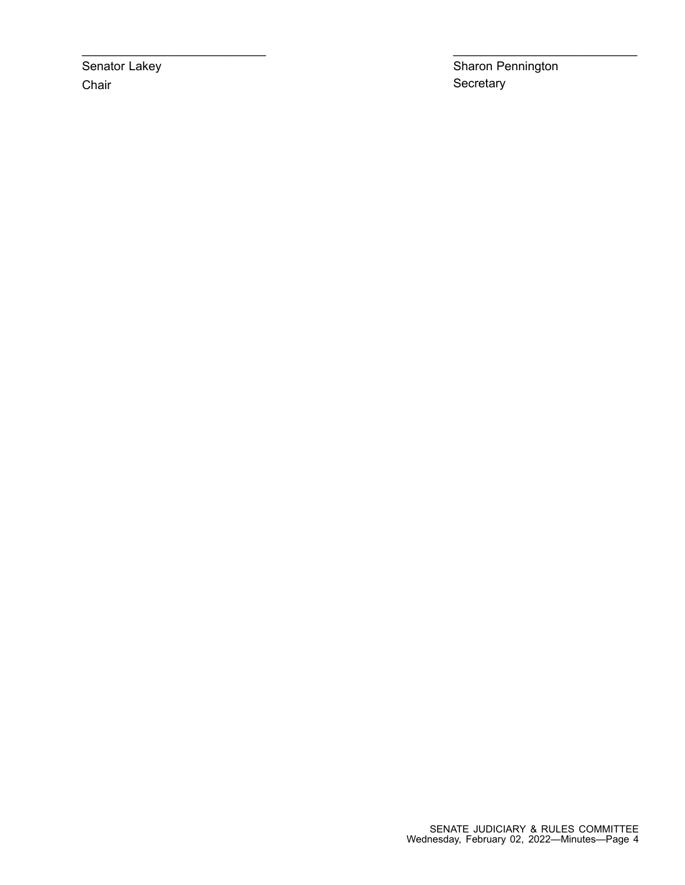___________________________ ___________________________

Senator Lakey  
Chair

Sharon Pennington  
Secretary